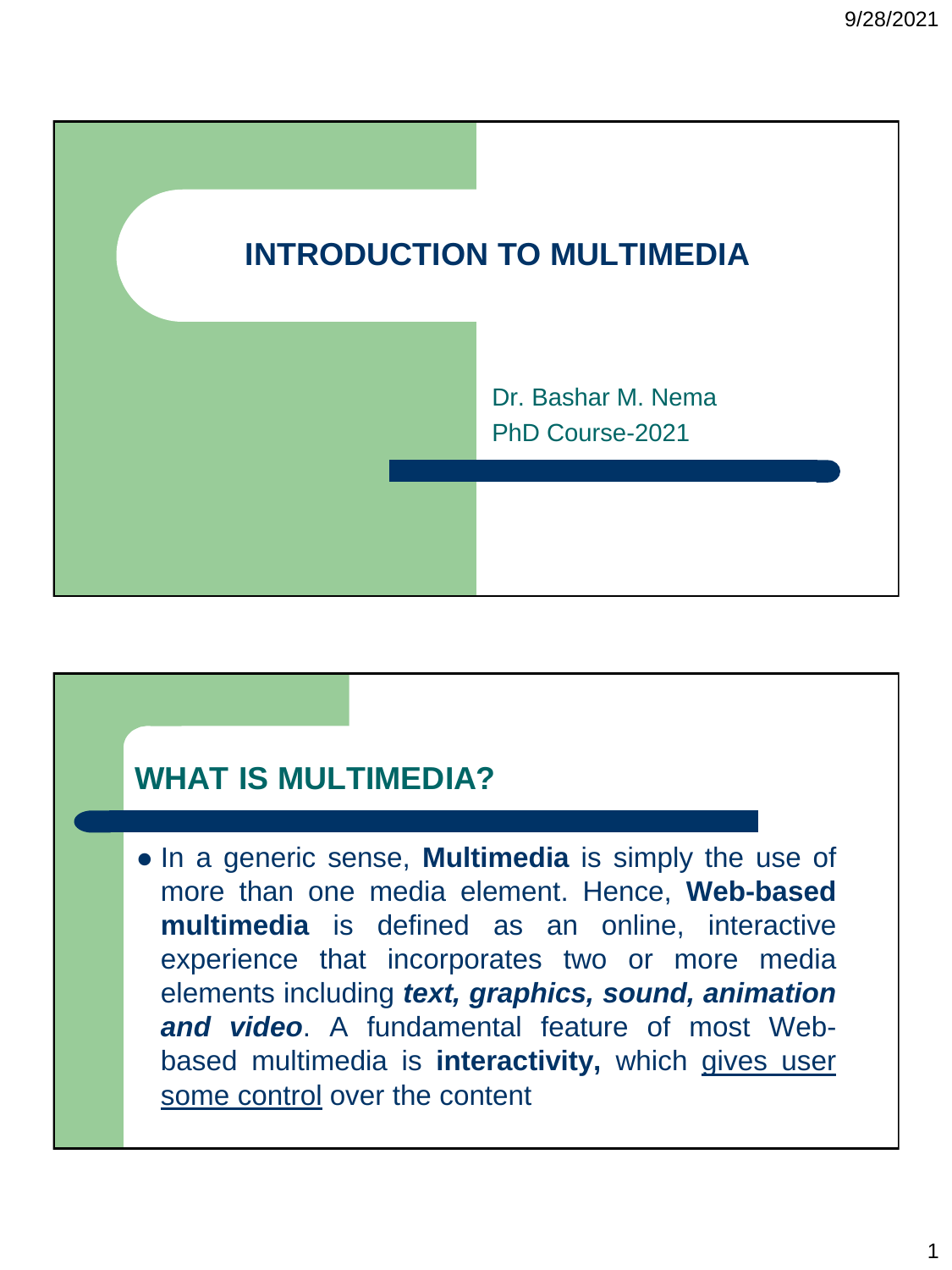# INTRODUCTION TO MULTIMEDIA

Dr. Bashar M. Nema
PhD Course-2021

## WHAT IS MULTIMEDIA?

- In a generic sense, **Multimedia** is simply the use of more than one media element. Hence, **Web-based multimedia** is defined as an online, interactive experience that incorporates two or more media elements including ***text, graphics, sound, animation and video***. A fundamental feature of most Web-based multimedia is **interactivity,** which gives user some control over the content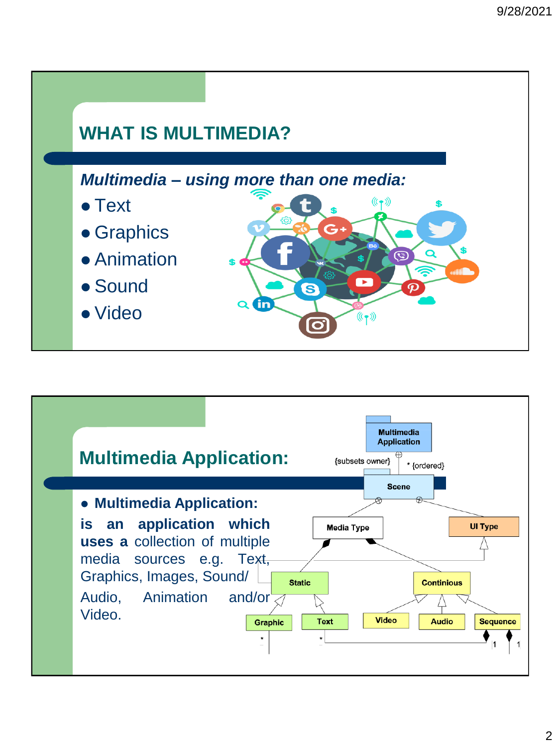## WHAT IS MULTIMEDIA?

***Multimedia – using more than one media:***

- Text
- Graphics
- Animation
- Sound
- Video

## Multimedia Application:

- **Multimedia Application:**

**is an application which uses a** collection of multiple media sources e.g. Text, Graphics, Images, Sound/ Audio, Animation and/or Video.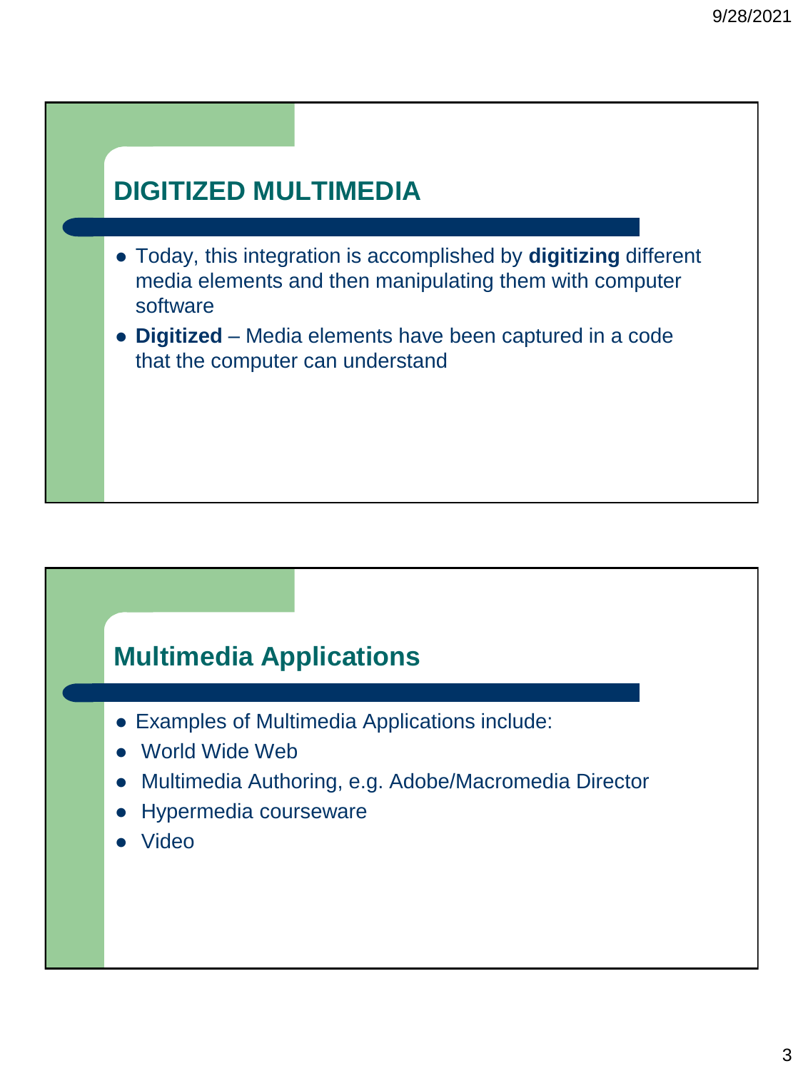## DIGITIZED MULTIMEDIA

- Today, this integration is accomplished by **digitizing** different media elements and then manipulating them with computer software
- **Digitized** – Media elements have been captured in a code that the computer can understand

## Multimedia Applications

- Examples of Multimedia Applications include:
- World Wide Web
- Multimedia Authoring, e.g. Adobe/Macromedia Director
- Hypermedia courseware
- Video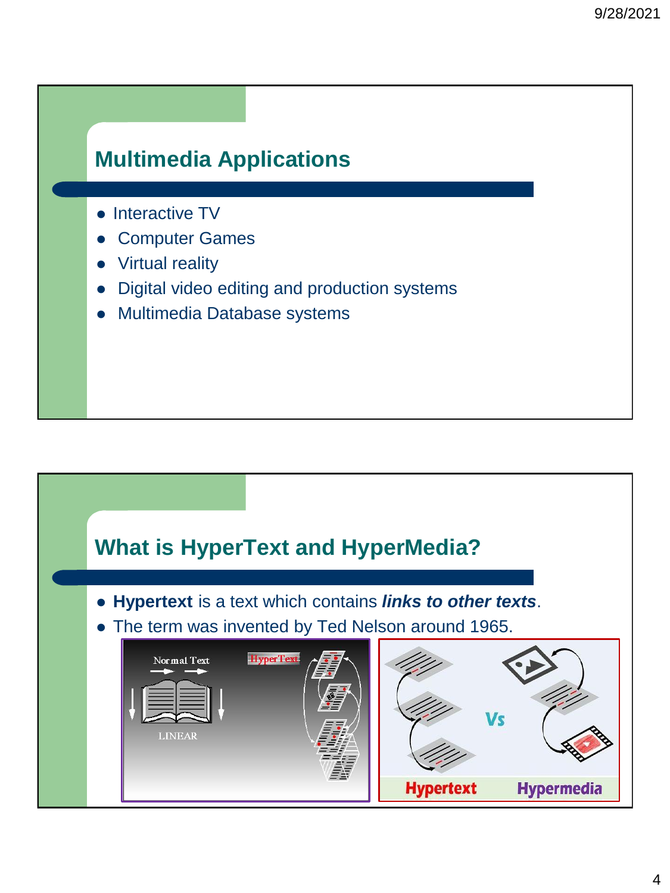## Multimedia Applications

- Interactive TV
- Computer Games
- Virtual reality
- Digital video editing and production systems
- Multimedia Database systems

## What is HyperText and HyperMedia?

- **Hypertext** is a text which contains ***links to other texts***.
- The term was invented by Ted Nelson around 1965.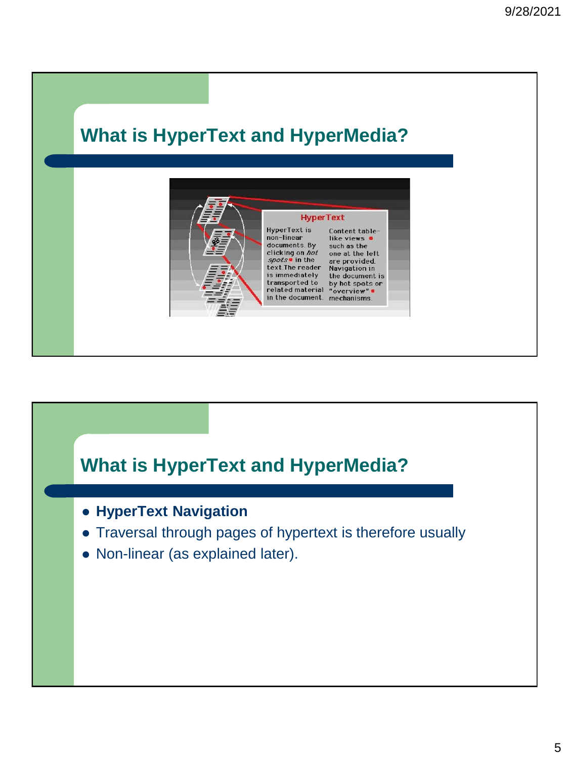## What is HyperText and HyperMedia?

HyperText

HyperText is non-linear documents. By clicking on *hot spots* in the text. The reader is immediately transported to related material in the document.

Content table-like views such as the one at the left are provided. Navigation in the document is by hot spots or "overview" mechanisms.

## What is HyperText and HyperMedia?

- **HyperText Navigation**
- Traversal through pages of hypertext is therefore usually
- Non-linear (as explained later).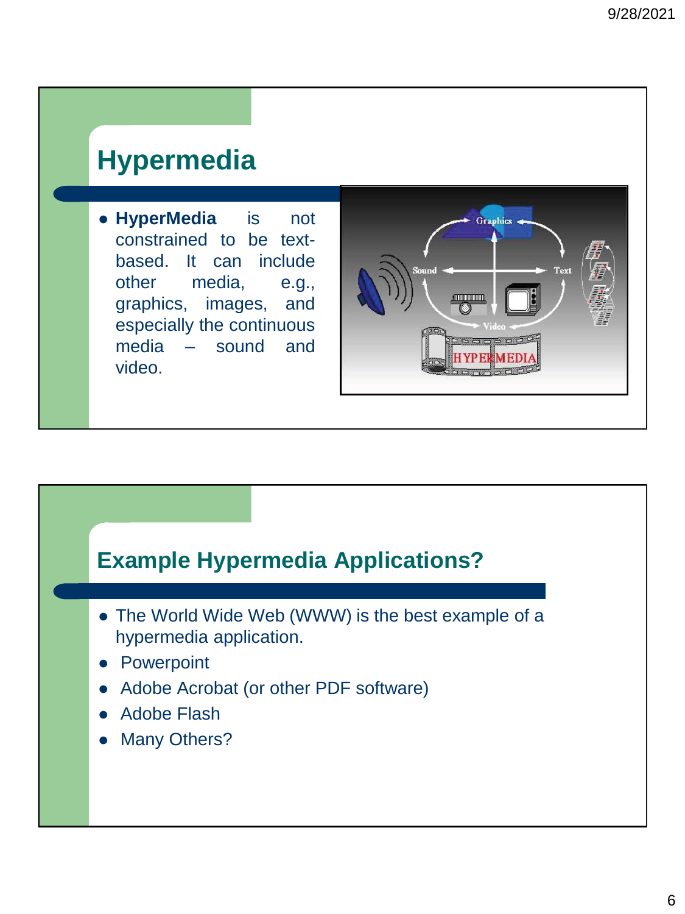# Hypermedia

- **HyperMedia** is not constrained to be text-based. It can include other media, e.g., graphics, images, and especially the continuous media – sound and video.

# Example Hypermedia Applications?

- The World Wide Web (WWW) is the best example of a hypermedia application.
- Powerpoint
- Adobe Acrobat (or other PDF software)
- Adobe Flash
- Many Others?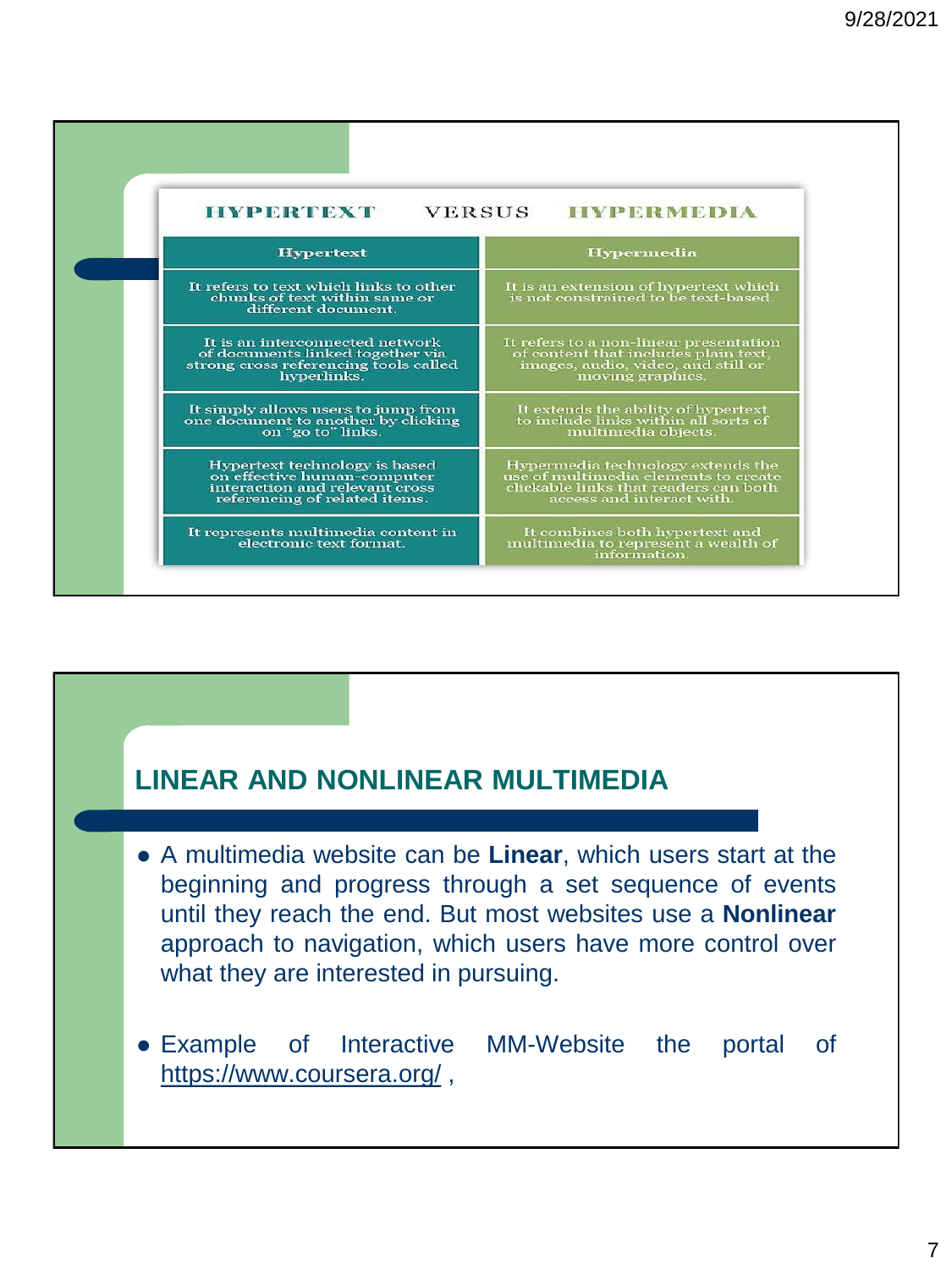## HYPERTEXT VERSUS HYPERMEDIA

| Hypertext | Hypermedia |
| --- | --- |
| It refers to text which links to other chunks of text within same or different document. | It is an extension of hypertext which is not constrained to be text-based. |
| It is an interconnected network of documents linked together via strong cross referencing tools called hyperlinks. | It refers to a non-linear presentation of content that includes plain text, images, audio, video, and still or moving graphics. |
| It simply allows users to jump from one document to another by clicking on "go to" links. | It extends the ability of hypertext to include links within all sorts of multimedia objects. |
| Hypertext technology is based on effective human-computer interaction and relevant cross referencing of related items. | Hypermedia technology extends the use of multimedia elements to create clickable links that readers can both access and interact with. |
| It represents multimedia content in electronic text format. | It combines both hypertext and multimedia to represent a wealth of information. |

## LINEAR AND NONLINEAR MULTIMEDIA

- A multimedia website can be **Linear**, which users start at the beginning and progress through a set sequence of events until they reach the end. But most websites use a **Nonlinear** approach to navigation, which users have more control over what they are interested in pursuing.

- Example of Interactive MM-Website the portal of https://www.coursera.org/ ,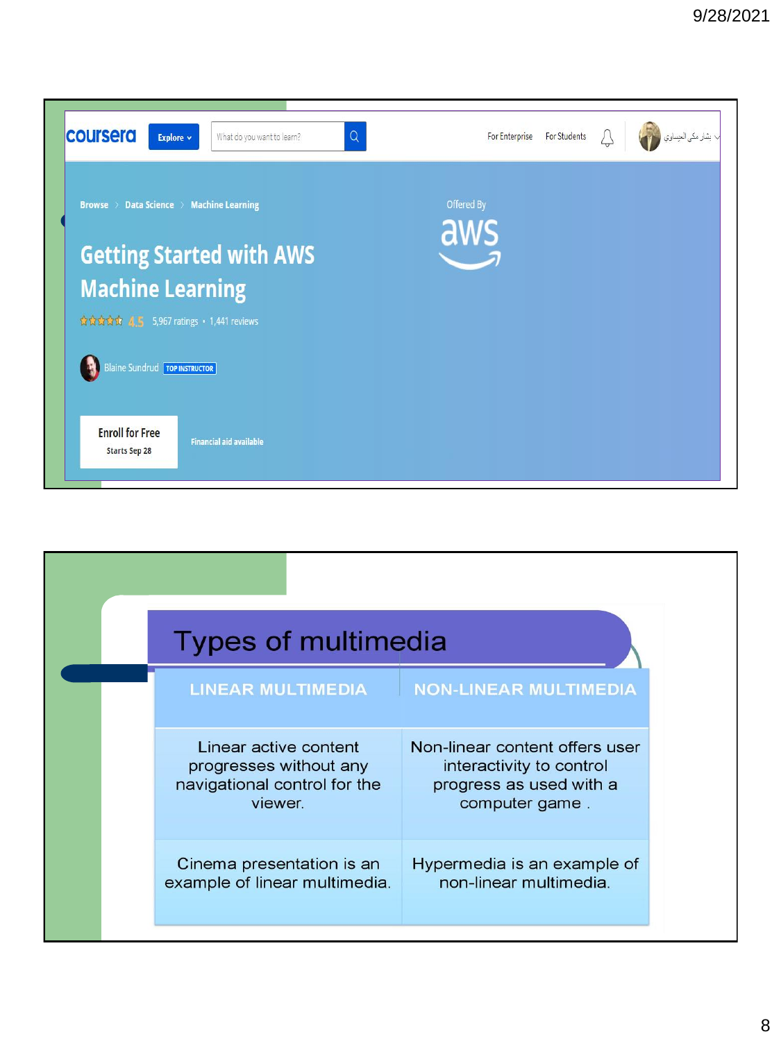coursera | Explore | What do you want to learn? | For Enterprise | For Students | بشار مكي العيساوي

Browse > Data Science > Machine Learning

Offered By aws

# Getting Started with AWS Machine Learning

4.5 5,967 ratings • 1,441 reviews

Blaine Sundrud TOP INSTRUCTOR

Enroll for Free
Starts Sep 28

Financial aid available

# Types of multimedia

| LINEAR MULTIMEDIA | NON-LINEAR MULTIMEDIA |
| --- | --- |
| Linear active content progresses without any navigational control for the viewer. | Non-linear content offers user interactivity to control progress as used with a computer game . |
| Cinema presentation is an example of linear multimedia. | Hypermedia is an example of non-linear multimedia. |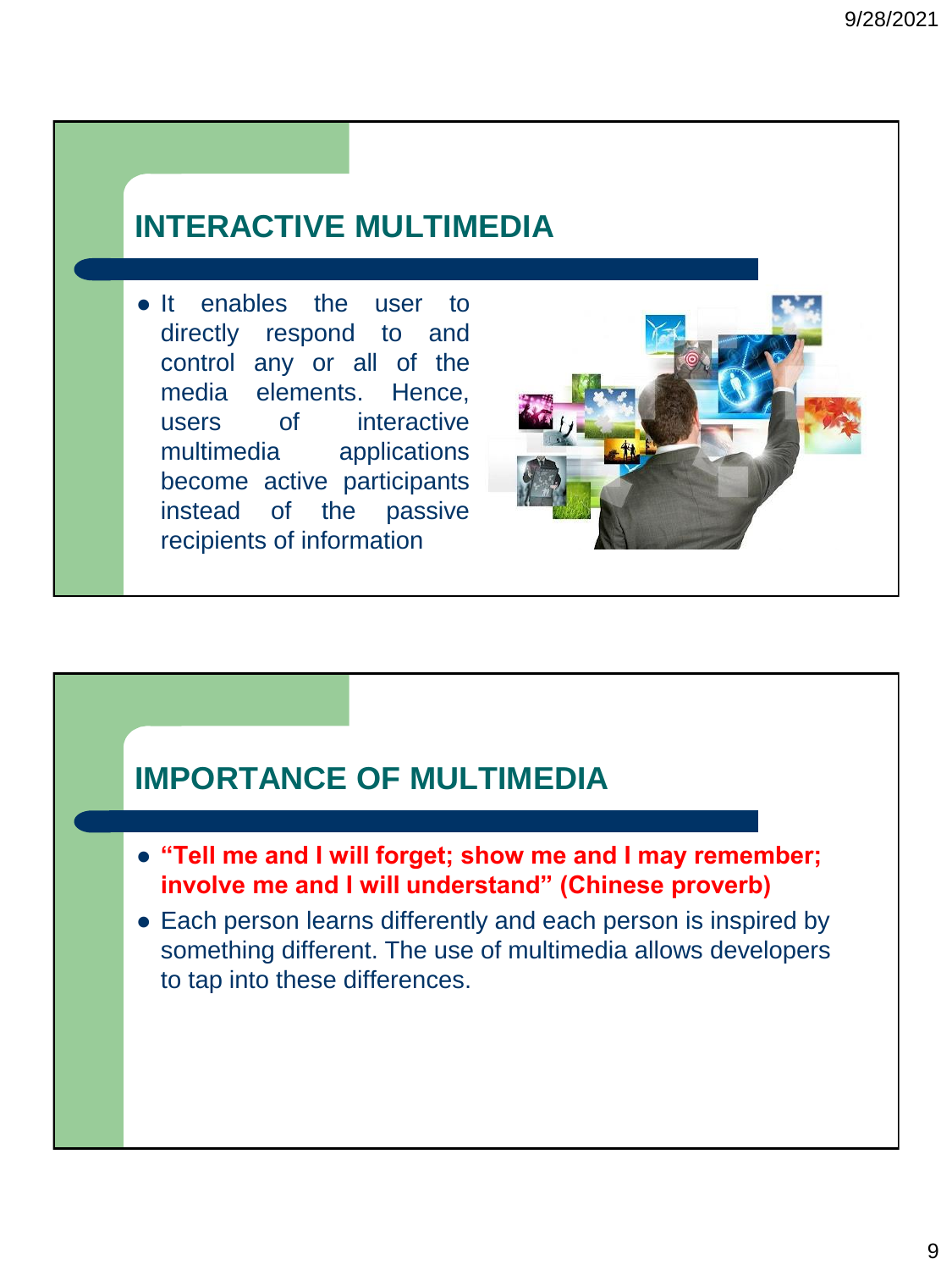## INTERACTIVE MULTIMEDIA

- It enables the user to directly respond to and control any or all of the media elements. Hence, users of interactive multimedia applications become active participants instead of the passive recipients of information

## IMPORTANCE OF MULTIMEDIA

- **"Tell me and I will forget; show me and I may remember; involve me and I will understand" (Chinese proverb)**
- Each person learns differently and each person is inspired by something different. The use of multimedia allows developers to tap into these differences.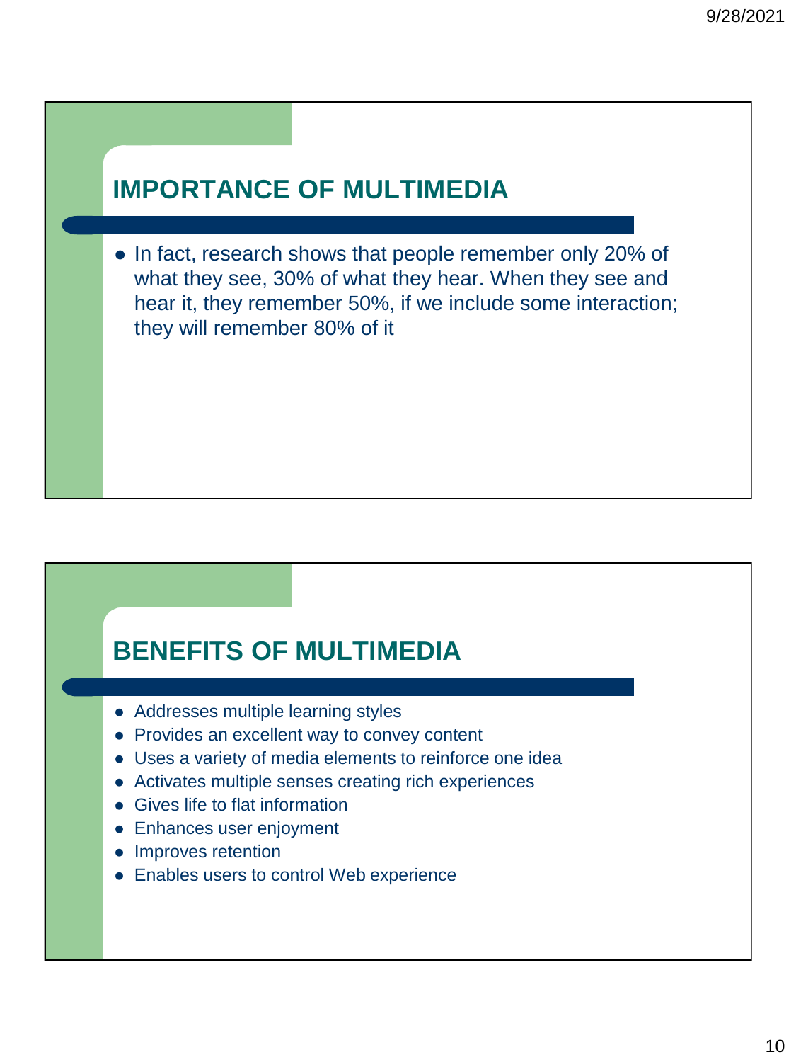## IMPORTANCE OF MULTIMEDIA

- In fact, research shows that people remember only 20% of what they see, 30% of what they hear. When they see and hear it, they remember 50%, if we include some interaction; they will remember 80% of it

## BENEFITS OF MULTIMEDIA

- Addresses multiple learning styles
- Provides an excellent way to convey content
- Uses a variety of media elements to reinforce one idea
- Activates multiple senses creating rich experiences
- Gives life to flat information
- Enhances user enjoyment
- Improves retention
- Enables users to control Web experience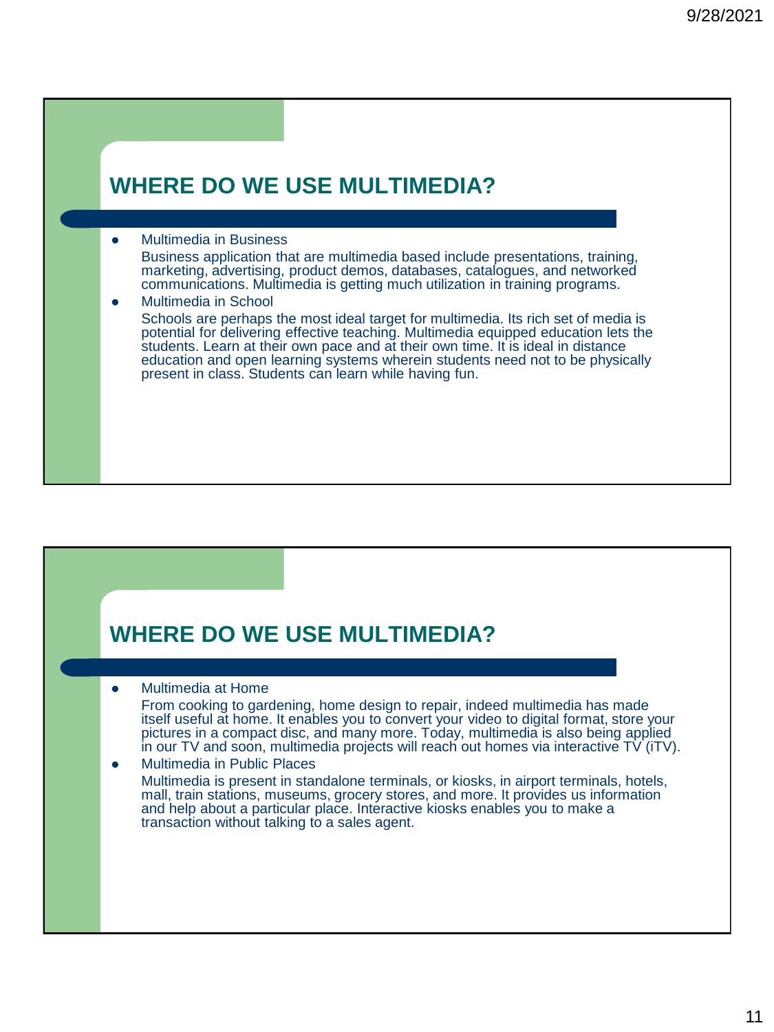## WHERE DO WE USE MULTIMEDIA?

- Multimedia in Business

  Business application that are multimedia based include presentations, training, marketing, advertising, product demos, databases, catalogues, and networked communications. Multimedia is getting much utilization in training programs.
- Multimedia in School

  Schools are perhaps the most ideal target for multimedia. Its rich set of media is potential for delivering effective teaching. Multimedia equipped education lets the students. Learn at their own pace and at their own time. It is ideal in distance education and open learning systems wherein students need not to be physically present in class. Students can learn while having fun.

## WHERE DO WE USE MULTIMEDIA?

- Multimedia at Home

  From cooking to gardening, home design to repair, indeed multimedia has made itself useful at home. It enables you to convert your video to digital format, store your pictures in a compact disc, and many more. Today, multimedia is also being applied in our TV and soon, multimedia projects will reach out homes via interactive TV (iTV).
- Multimedia in Public Places

  Multimedia is present in standalone terminals, or kiosks, in airport terminals, hotels, mall, train stations, museums, grocery stores, and more. It provides us information and help about a particular place. Interactive kiosks enables you to make a transaction without talking to a sales agent.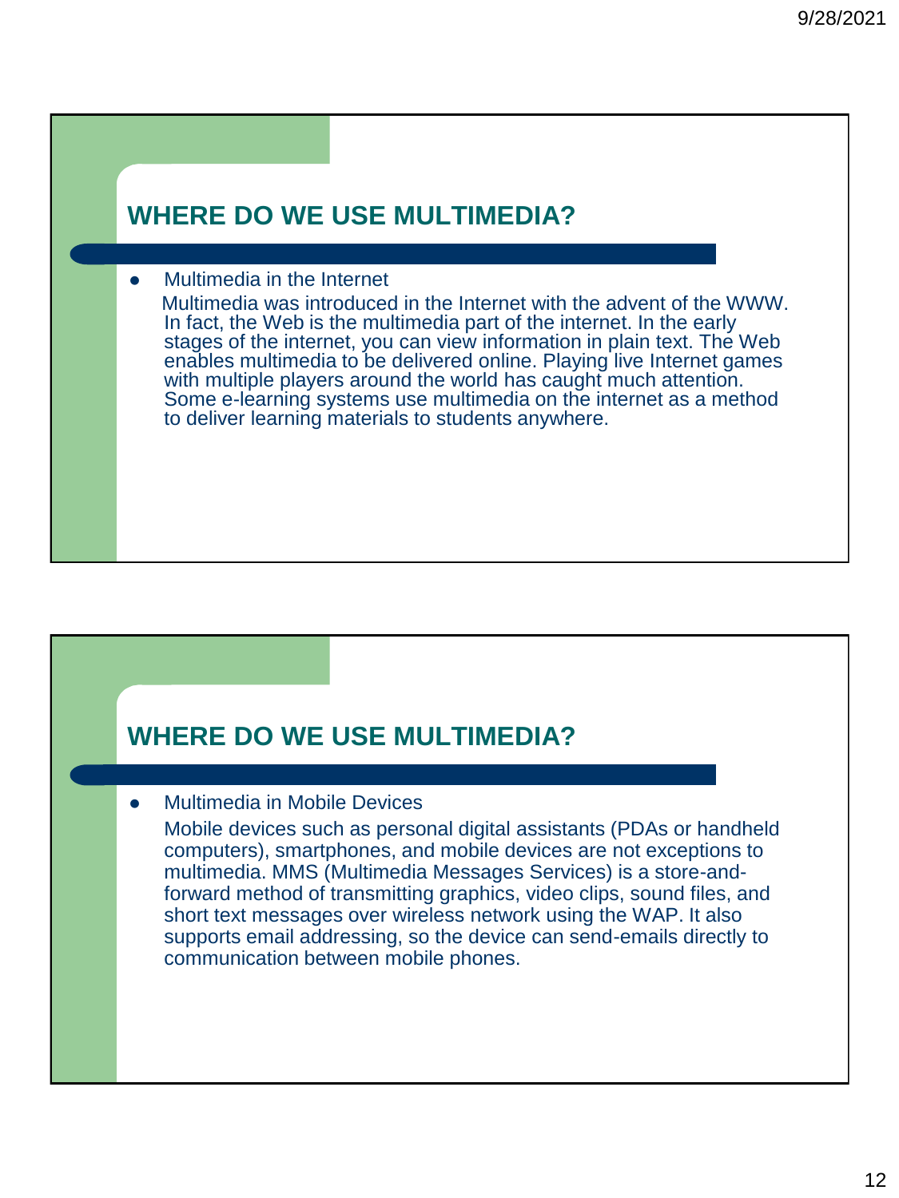## WHERE DO WE USE MULTIMEDIA?

- Multimedia in the Internet

  Multimedia was introduced in the Internet with the advent of the WWW. In fact, the Web is the multimedia part of the internet. In the early stages of the internet, you can view information in plain text. The Web enables multimedia to be delivered online. Playing live Internet games with multiple players around the world has caught much attention. Some e-learning systems use multimedia on the internet as a method to deliver learning materials to students anywhere.

## WHERE DO WE USE MULTIMEDIA?

- Multimedia in Mobile Devices

  Mobile devices such as personal digital assistants (PDAs or handheld computers), smartphones, and mobile devices are not exceptions to multimedia. MMS (Multimedia Messages Services) is a store-and-forward method of transmitting graphics, video clips, sound files, and short text messages over wireless network using the WAP. It also supports email addressing, so the device can send-emails directly to communication between mobile phones.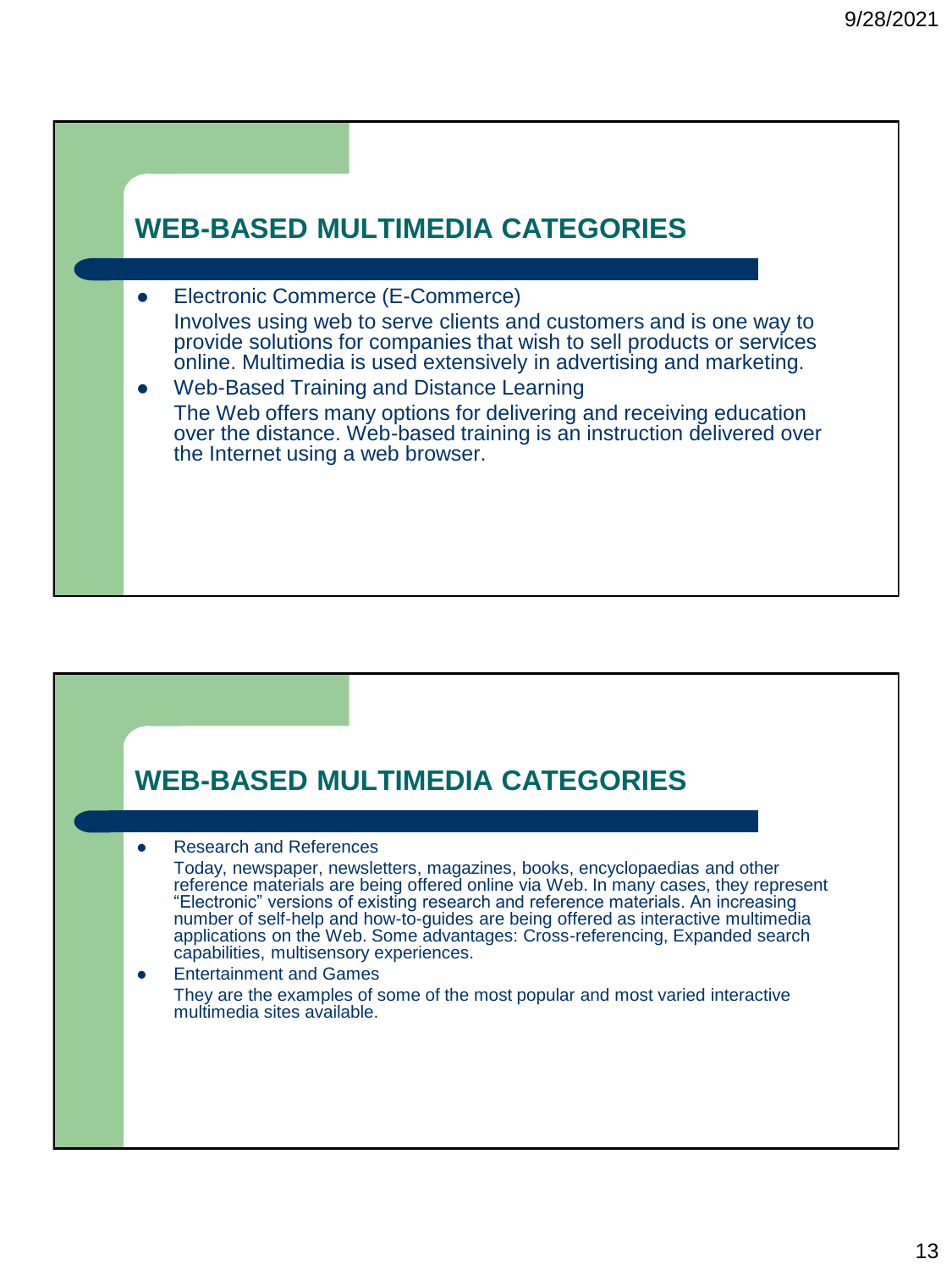## WEB-BASED MULTIMEDIA CATEGORIES

- Electronic Commerce (E-Commerce)

  Involves using web to serve clients and customers and is one way to provide solutions for companies that wish to sell products or services online. Multimedia is used extensively in advertising and marketing.
- Web-Based Training and Distance Learning

  The Web offers many options for delivering and receiving education over the distance. Web-based training is an instruction delivered over the Internet using a web browser.

## WEB-BASED MULTIMEDIA CATEGORIES

- Research and References

  Today, newspaper, newsletters, magazines, books, encyclopaedias and other reference materials are being offered online via Web. In many cases, they represent "Electronic" versions of existing research and reference materials. An increasing number of self-help and how-to-guides are being offered as interactive multimedia applications on the Web. Some advantages: Cross-referencing, Expanded search capabilities, multisensory experiences.
- Entertainment and Games

  They are the examples of some of the most popular and most varied interactive multimedia sites available.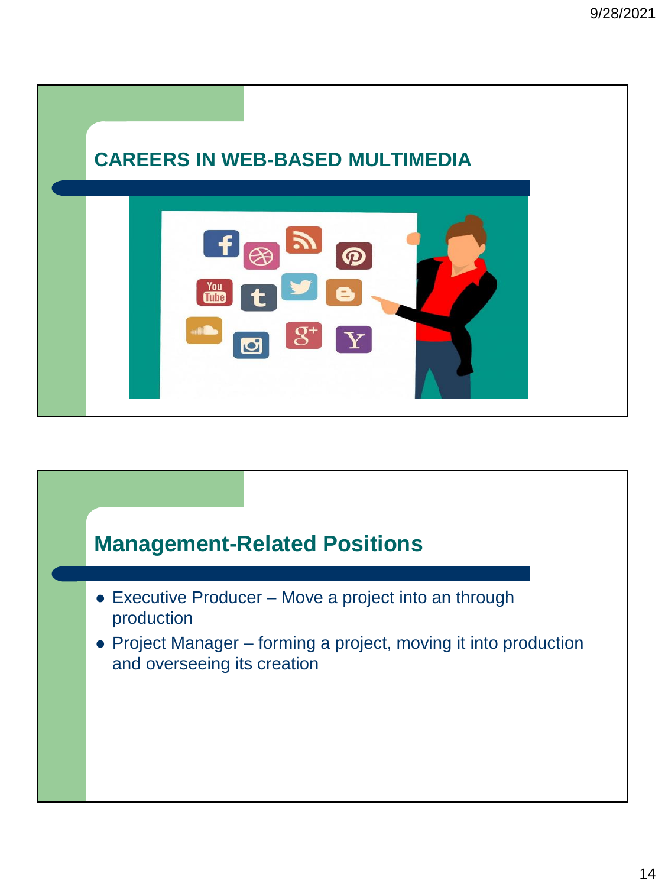## CAREERS IN WEB-BASED MULTIMEDIA

## Management-Related Positions

- Executive Producer – Move a project into an through production
- Project Manager – forming a project, moving it into production and overseeing its creation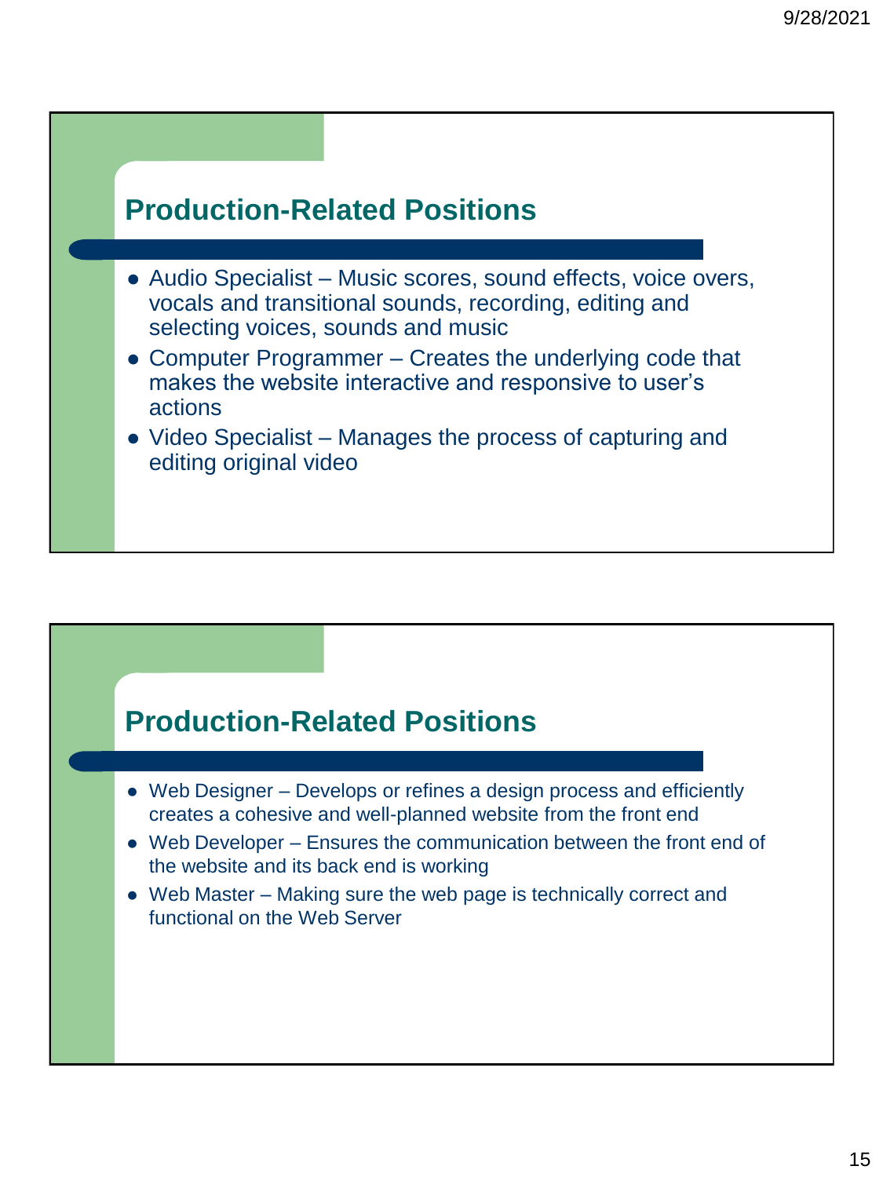## Production-Related Positions

- Audio Specialist – Music scores, sound effects, voice overs, vocals and transitional sounds, recording, editing and selecting voices, sounds and music
- Computer Programmer – Creates the underlying code that makes the website interactive and responsive to user's actions
- Video Specialist – Manages the process of capturing and editing original video

## Production-Related Positions

- Web Designer – Develops or refines a design process and efficiently creates a cohesive and well-planned website from the front end
- Web Developer – Ensures the communication between the front end of the website and its back end is working
- Web Master – Making sure the web page is technically correct and functional on the Web Server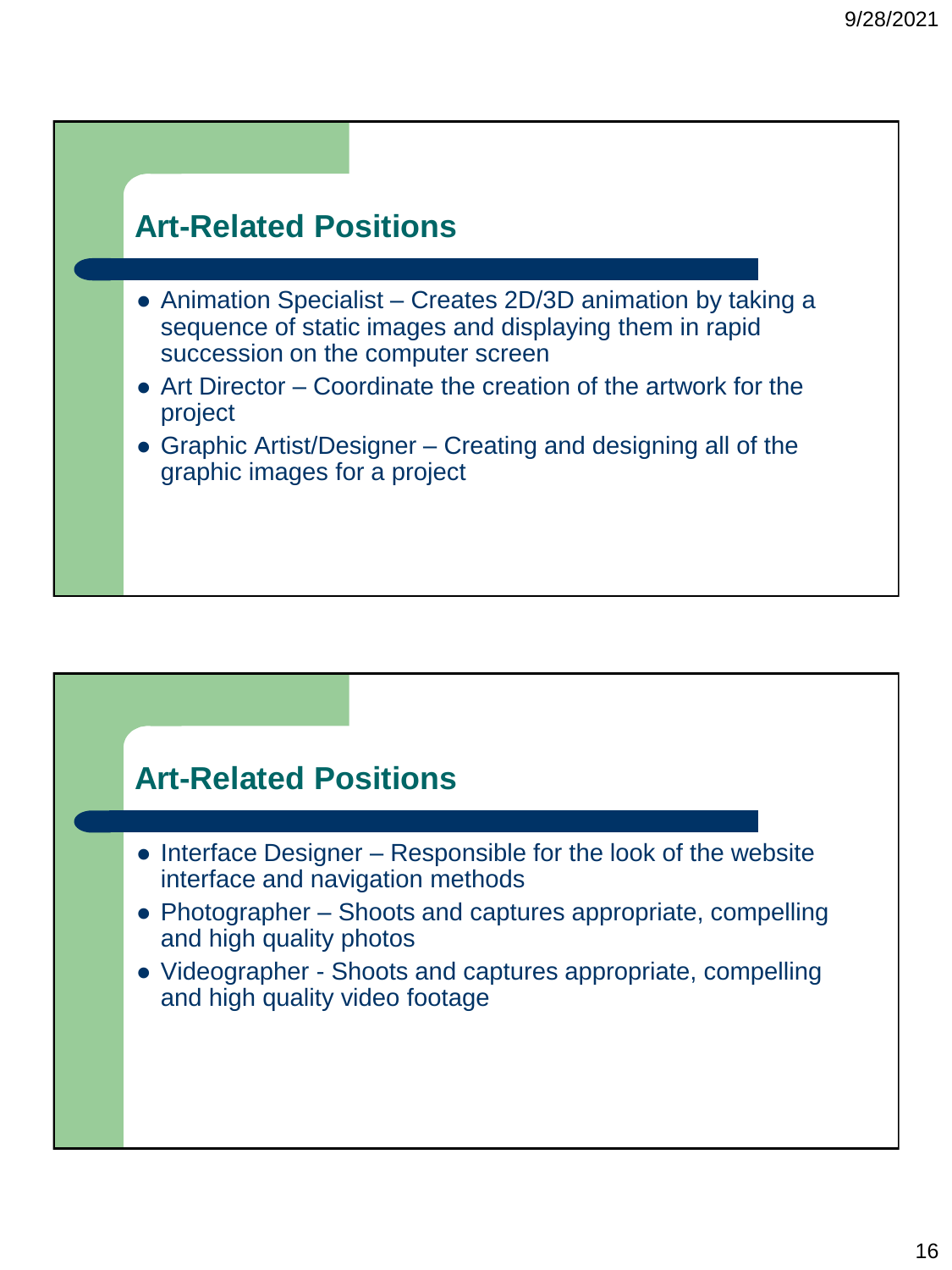## Art-Related Positions

- Animation Specialist – Creates 2D/3D animation by taking a sequence of static images and displaying them in rapid succession on the computer screen
- Art Director – Coordinate the creation of the artwork for the project
- Graphic Artist/Designer – Creating and designing all of the graphic images for a project

## Art-Related Positions

- Interface Designer – Responsible for the look of the website interface and navigation methods
- Photographer – Shoots and captures appropriate, compelling and high quality photos
- Videographer - Shoots and captures appropriate, compelling and high quality video footage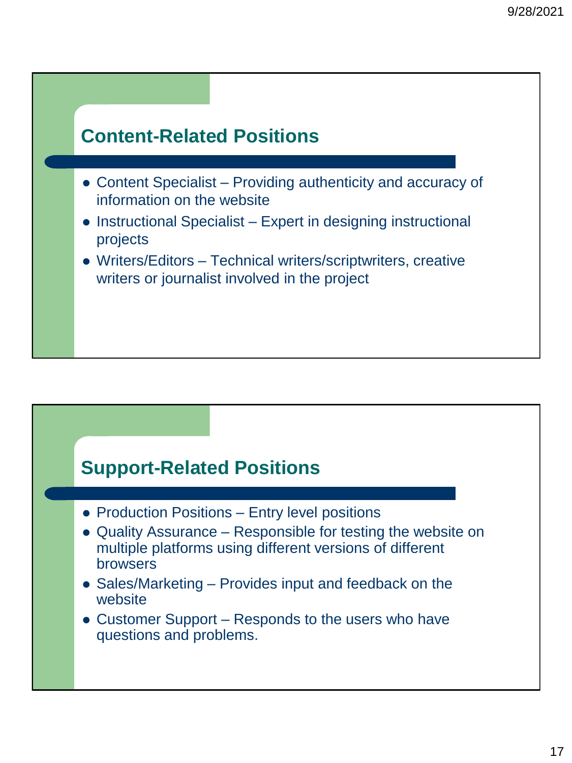## Content-Related Positions

- Content Specialist – Providing authenticity and accuracy of information on the website
- Instructional Specialist – Expert in designing instructional projects
- Writers/Editors – Technical writers/scriptwriters, creative writers or journalist involved in the project

## Support-Related Positions

- Production Positions – Entry level positions
- Quality Assurance – Responsible for testing the website on multiple platforms using different versions of different browsers
- Sales/Marketing – Provides input and feedback on the website
- Customer Support – Responds to the users who have questions and problems.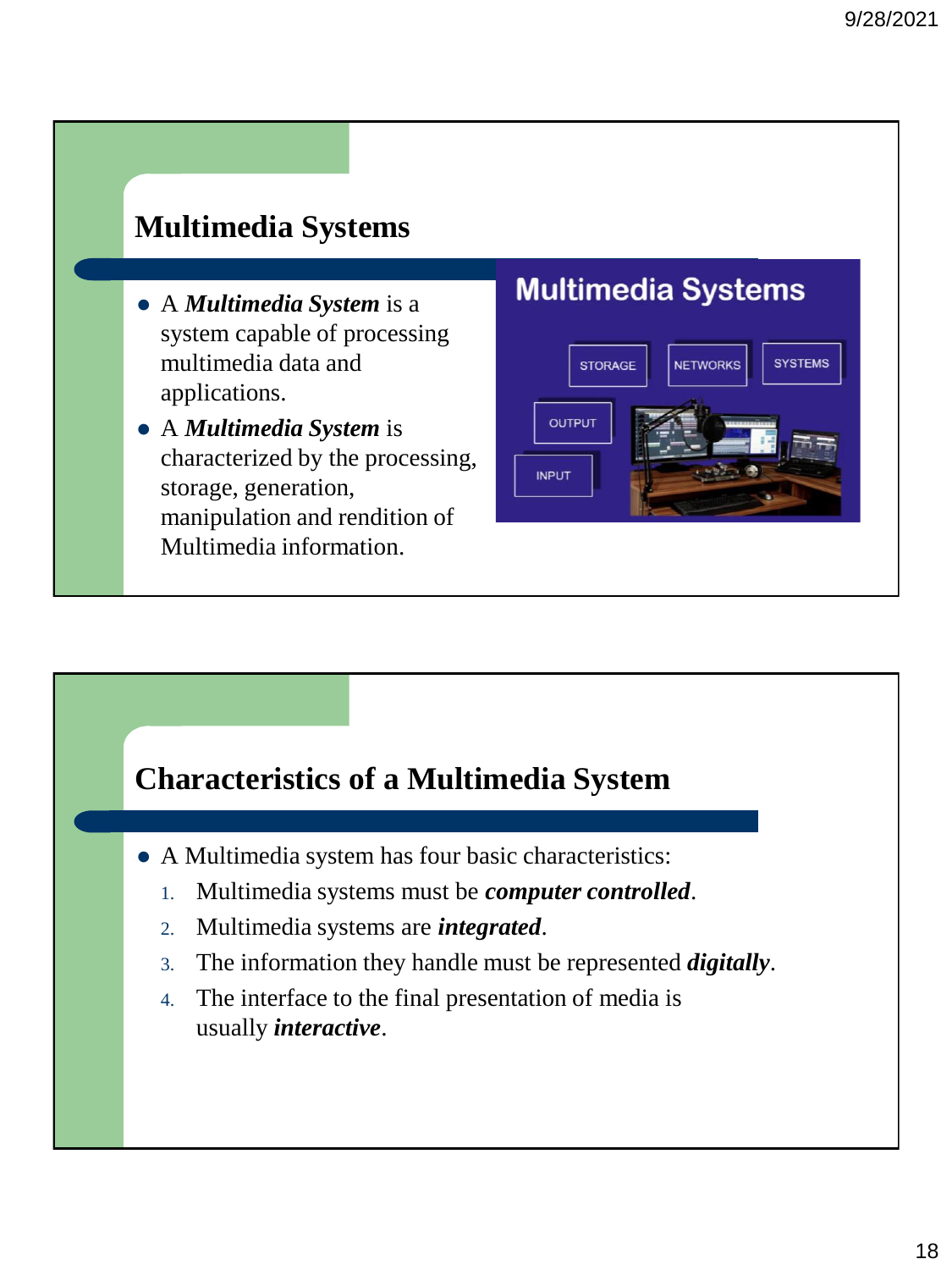## Multimedia Systems

- A ***Multimedia System*** is a system capable of processing multimedia data and applications.
- A ***Multimedia System*** is characterized by the processing, storage, generation, manipulation and rendition of Multimedia information.

## Characteristics of a Multimedia System

- A Multimedia system has four basic characteristics:
  1. Multimedia systems must be ***computer controlled***.
  2. Multimedia systems are ***integrated***.
  3. The information they handle must be represented ***digitally***.
  4. The interface to the final presentation of media is usually ***interactive***.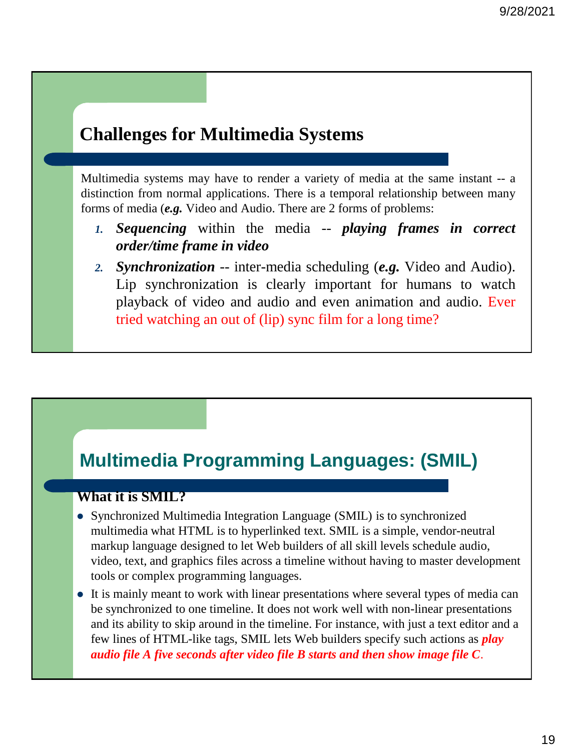## Challenges for Multimedia Systems

Multimedia systems may have to render a variety of media at the same instant -- a distinction from normal applications. There is a temporal relationship between many forms of media (***e.g.*** Video and Audio. There are 2 forms of problems:

1. ***Sequencing*** within the media -- ***playing frames in correct order/time frame in video***
2. ***Synchronization*** -- inter-media scheduling (***e.g.*** Video and Audio). Lip synchronization is clearly important for humans to watch playback of video and audio and even animation and audio. Ever tried watching an out of (lip) sync film for a long time?

## Multimedia Programming Languages: (SMIL)

**What it is SMIL?**

- Synchronized Multimedia Integration Language (SMIL) is to synchronized multimedia what HTML is to hyperlinked text. SMIL is a simple, vendor-neutral markup language designed to let Web builders of all skill levels schedule audio, video, text, and graphics files across a timeline without having to master development tools or complex programming languages.
- It is mainly meant to work with linear presentations where several types of media can be synchronized to one timeline. It does not work well with non-linear presentations and its ability to skip around in the timeline. For instance, with just a text editor and a few lines of HTML-like tags, SMIL lets Web builders specify such actions as ***play audio file A five seconds after video file B starts and then show image file C***.